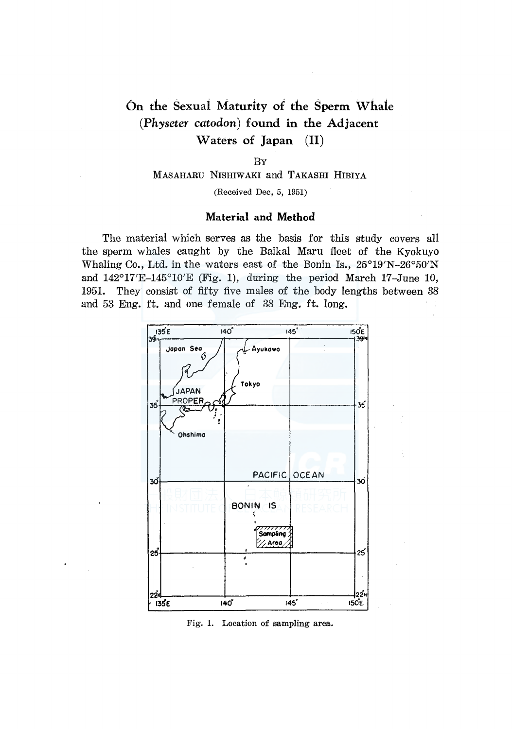# On the Sexual Maturity of the Sperm Whale (*Physeter catodon*) found in the Adjacent Waters of Japan (II)

By

Masaharu Nishiwaki and Takashi Hibiya

(Received Dec, 5, 1951)

## Material and Method

The material which serves as the basis for this study covers all the sperm whales caught by the Baikal Maru fleet of the Kyokuyo Whaling Co., Ltd. in the waters east of the Bonin Is., 25°19′N–26°50′N and 142°17′E–145°10′E (Fig. 1), during the period March 17–June 10, 1951. They consist of fifty five males of the body lengths between 38 and 53 Eng. ft. and one female of 38 Eng. ft. long.

Fig. 1. Location of sampling area.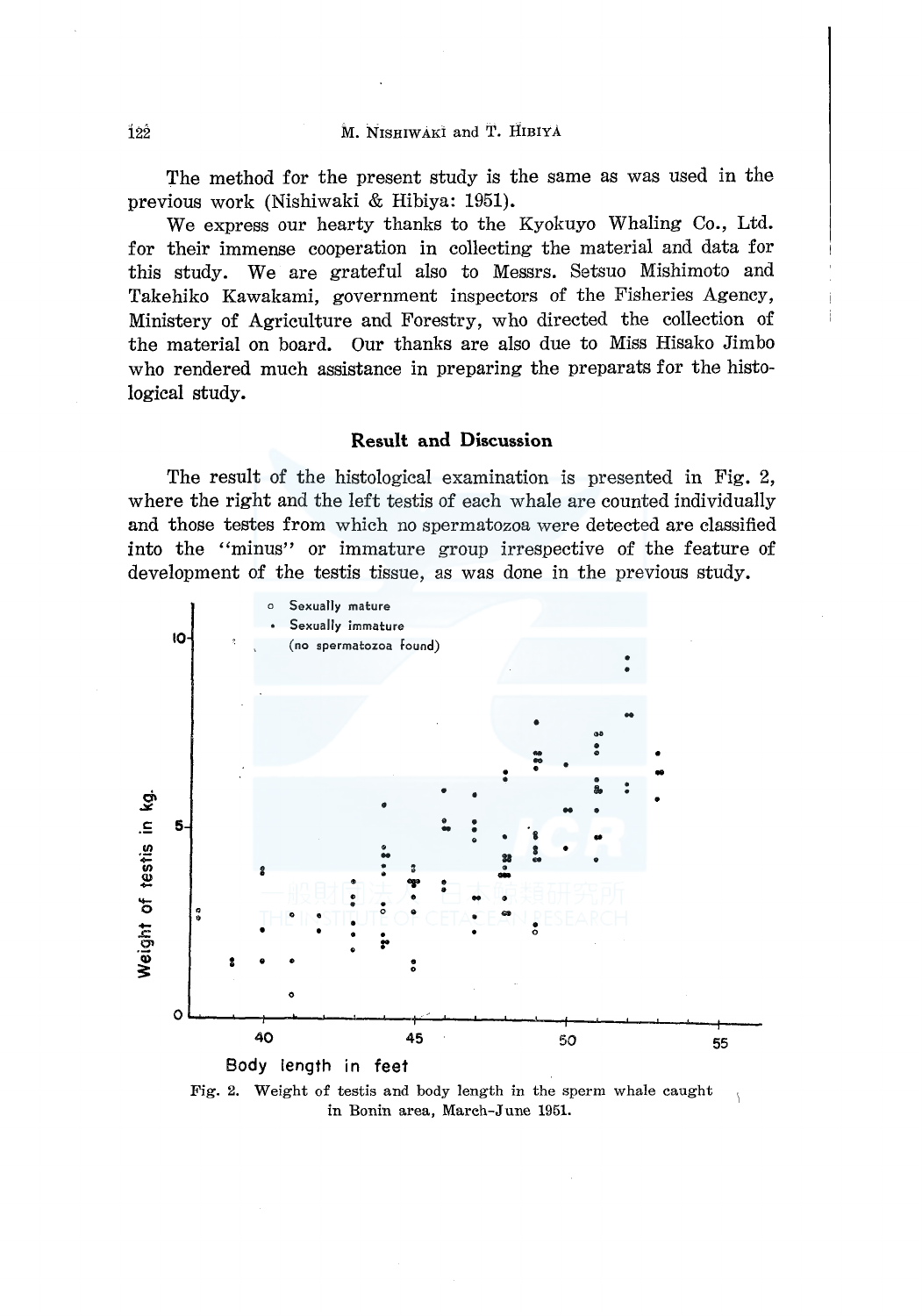The method for the present study is the same as was used in the previous work (Nishiwaki & Hibiya: 1951).

We express our hearty thanks to the Kyokuyo Whaling Co., Ltd. for their immense cooperation in collecting the material and data for this study. We are grateful also to Messrs. Setsuo Mishimoto and Takehiko Kawakami, government inspectors of the Fisheries Agency, Ministery of Agriculture and Forestry, who directed the collection of the material on board. Our thanks are also due to Miss Hisako Jimbo who rendered much assistance in preparing the preparats for the histological study.

## Result and Discussion

The result of the histological examination is presented in Fig. 2, where the right and the left testis of each whale are counted individually and those testes from which no spermatozoa were detected are classified into the "minus" or immature group irrespective of the feature of development of the testis tissue, as was done in the previous study.

Fig. 2. Weight of testis and body length in the sperm whale caught in Bonin area, March-June 1951.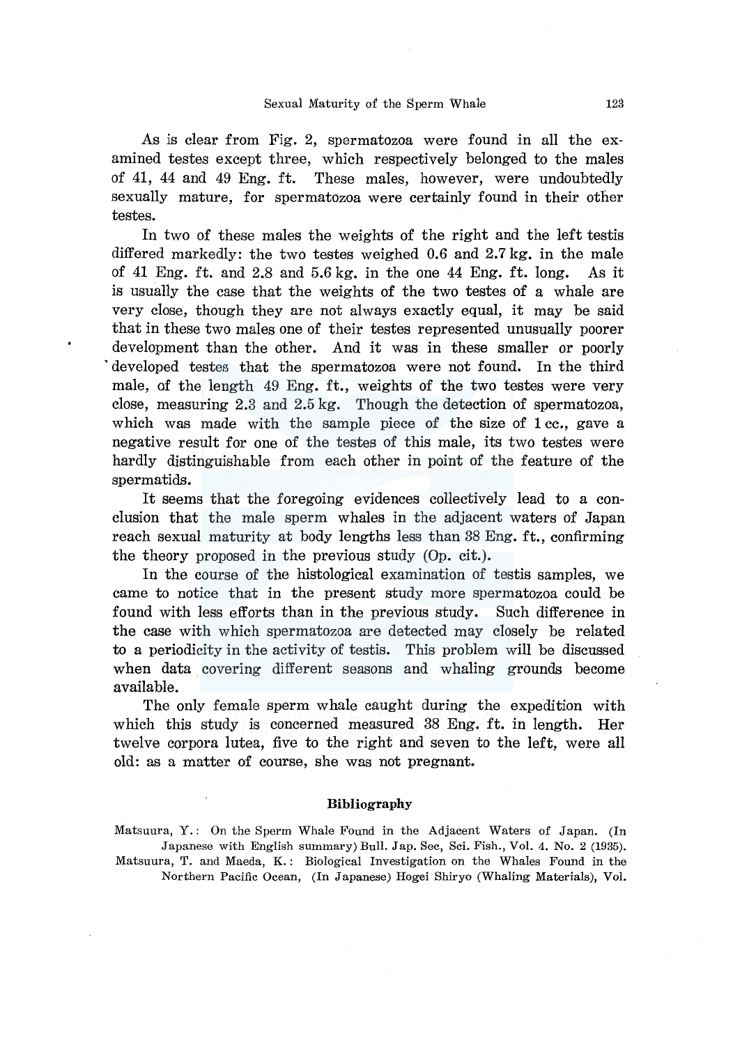As is clear from Fig. 2, spermatozoa were found in all the examined testes except three, which respectively belonged to the males of 41, 44 and 49 Eng. ft. These males, however, were undoubtedly sexually mature, for spermatozoa were certainly found in their other testes.

In two of these males the weights of the right and the left testis differed markedly: the two testes weighed 0.6 and 2.7 kg. in the male of 41 Eng. ft. and 2.8 and 5.6 kg. in the one 44 Eng. ft. long. As it is usually the case that the weights of the two testes of a whale are very close, though they are not always exactly equal, it may be said that in these two males one of their testes represented unusually poorer development than the other. And it was in these smaller or poorly developed testes that the spermatozoa were not found. In the third male, of the length 49 Eng. ft., weights of the two testes were very close, measuring 2.3 and 2.5 kg. Though the detection of spermatozoa, which was made with the sample piece of the size of 1 cc., gave a negative result for one of the testes of this male, its two testes were hardly distinguishable from each other in point of the feature of the spermatids.

It seems that the foregoing evidences collectively lead to a conclusion that the male sperm whales in the adjacent waters of Japan reach sexual maturity at body lengths less than 38 Eng. ft., confirming the theory proposed in the previous study (Op. cit.).

In the course of the histological examination of testis samples, we came to notice that in the present study more spermatozoa could be found with less efforts than in the previous study. Such difference in the case with which spermatozoa are detected may closely be related to a periodicity in the activity of testis. This problem will be discussed when data covering different seasons and whaling grounds become available.

The only female sperm whale caught during the expedition with which this study is concerned measured 38 Eng. ft. in length. Her twelve corpora lutea, five to the right and seven to the left, were all old: as a matter of course, she was not pregnant.

## Bibliography

Matsuura, Y.: On the Sperm Whale Found in the Adjacent Waters of Japan. (In Japanese with English summary) Bull. Jap. Sec, Sci. Fish., Vol. 4. No. 2 (1935).

Matsuura, T. and Maeda, K.: Biological Investigation on the Whales Found in the Northern Pacific Ocean, (In Japanese) Hogei Shiryo (Whaling Materials), Vol.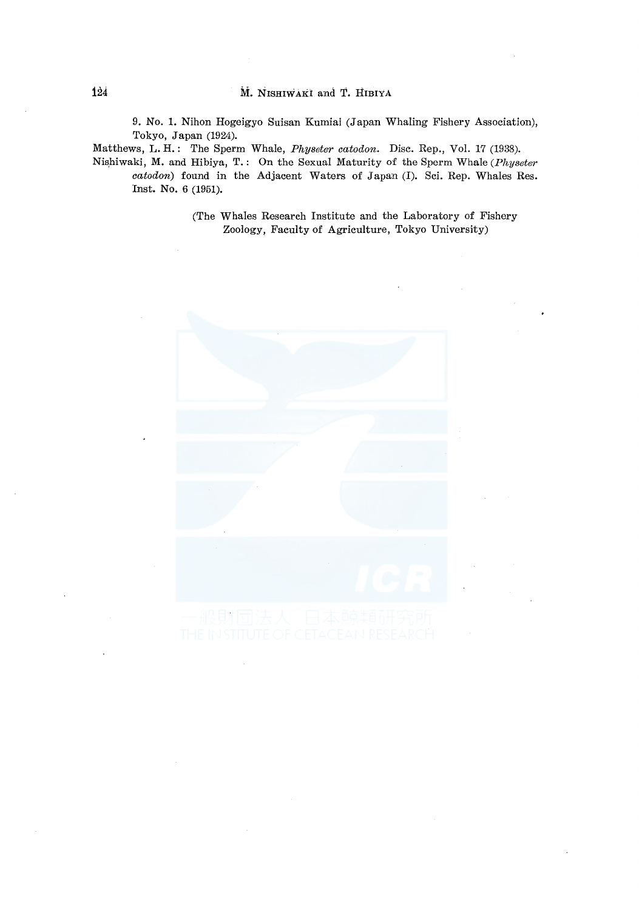9. No. 1. Nihon Hogeigyo Suisan Kumiai (Japan Whaling Fishery Association), Tokyo, Japan (1924).

Matthews, L. H.: The Sperm Whale, *Physeter catodon*. Disc. Rep., Vol. 17 (1938).

Nishiwaki, M. and Hibiya, T.: On the Sexual Maturity of the Sperm Whale (*Physeter catodon*) found in the Adjacent Waters of Japan (I). Sci. Rep. Whales Res. Inst. No. 6 (1951).

(The Whales Research Institute and the Laboratory of Fishery Zoology, Faculty of Agriculture, Tokyo University)